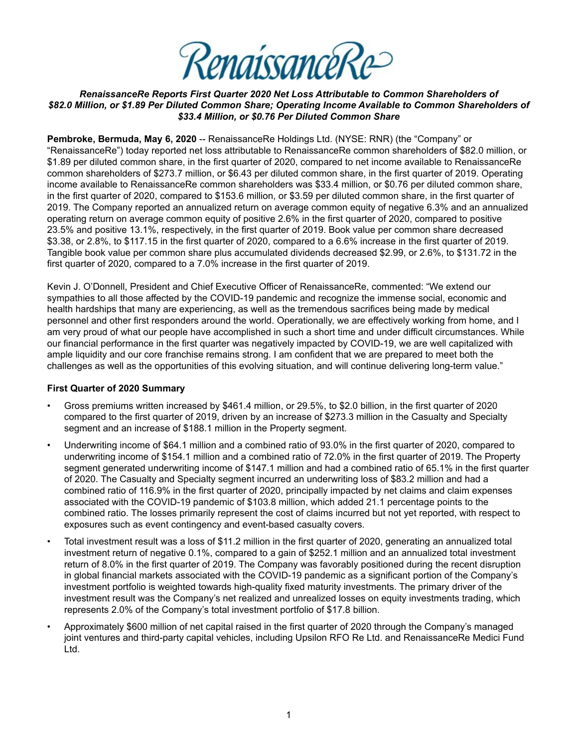RenaissanceRe

***RenaissanceRe Reports First Quarter 2020 Net Loss Attributable to Common Shareholders of $82.0 Million, or $1.89 Per Diluted Common Share; Operating Income Available to Common Shareholders of $33.4 Million, or $0.76 Per Diluted Common Share***

**Pembroke, Bermuda, May 6, 2020** -- RenaissanceRe Holdings Ltd. (NYSE: RNR) (the "Company" or "RenaissanceRe") today reported net loss attributable to RenaissanceRe common shareholders of $82.0 million, or $1.89 per diluted common share, in the first quarter of 2020, compared to net income available to RenaissanceRe common shareholders of $273.7 million, or $6.43 per diluted common share, in the first quarter of 2019. Operating income available to RenaissanceRe common shareholders was $33.4 million, or $0.76 per diluted common share, in the first quarter of 2020, compared to $153.6 million, or $3.59 per diluted common share, in the first quarter of 2019. The Company reported an annualized return on average common equity of negative 6.3% and an annualized operating return on average common equity of positive 2.6% in the first quarter of 2020, compared to positive 23.5% and positive 13.1%, respectively, in the first quarter of 2019. Book value per common share decreased $3.38, or 2.8%, to $117.15 in the first quarter of 2020, compared to a 6.6% increase in the first quarter of 2019. Tangible book value per common share plus accumulated dividends decreased $2.99, or 2.6%, to $131.72 in the first quarter of 2020, compared to a 7.0% increase in the first quarter of 2019.

Kevin J. O'Donnell, President and Chief Executive Officer of RenaissanceRe, commented: "We extend our sympathies to all those affected by the COVID-19 pandemic and recognize the immense social, economic and health hardships that many are experiencing, as well as the tremendous sacrifices being made by medical personnel and other first responders around the world. Operationally, we are effectively working from home, and I am very proud of what our people have accomplished in such a short time and under difficult circumstances. While our financial performance in the first quarter was negatively impacted by COVID-19, we are well capitalized with ample liquidity and our core franchise remains strong. I am confident that we are prepared to meet both the challenges as well as the opportunities of this evolving situation, and will continue delivering long-term value."

**First Quarter of 2020 Summary**

- Gross premiums written increased by $461.4 million, or 29.5%, to $2.0 billion, in the first quarter of 2020 compared to the first quarter of 2019, driven by an increase of $273.3 million in the Casualty and Specialty segment and an increase of $188.1 million in the Property segment.
- Underwriting income of $64.1 million and a combined ratio of 93.0% in the first quarter of 2020, compared to underwriting income of $154.1 million and a combined ratio of 72.0% in the first quarter of 2019. The Property segment generated underwriting income of $147.1 million and had a combined ratio of 65.1% in the first quarter of 2020. The Casualty and Specialty segment incurred an underwriting loss of $83.2 million and had a combined ratio of 116.9% in the first quarter of 2020, principally impacted by net claims and claim expenses associated with the COVID-19 pandemic of $103.8 million, which added 21.1 percentage points to the combined ratio. The losses primarily represent the cost of claims incurred but not yet reported, with respect to exposures such as event contingency and event-based casualty covers.
- Total investment result was a loss of $11.2 million in the first quarter of 2020, generating an annualized total investment return of negative 0.1%, compared to a gain of $252.1 million and an annualized total investment return of 8.0% in the first quarter of 2019. The Company was favorably positioned during the recent disruption in global financial markets associated with the COVID-19 pandemic as a significant portion of the Company's investment portfolio is weighted towards high-quality fixed maturity investments. The primary driver of the investment result was the Company's net realized and unrealized losses on equity investments trading, which represents 2.0% of the Company's total investment portfolio of $17.8 billion.
- Approximately $600 million of net capital raised in the first quarter of 2020 through the Company's managed joint ventures and third-party capital vehicles, including Upsilon RFO Re Ltd. and RenaissanceRe Medici Fund Ltd.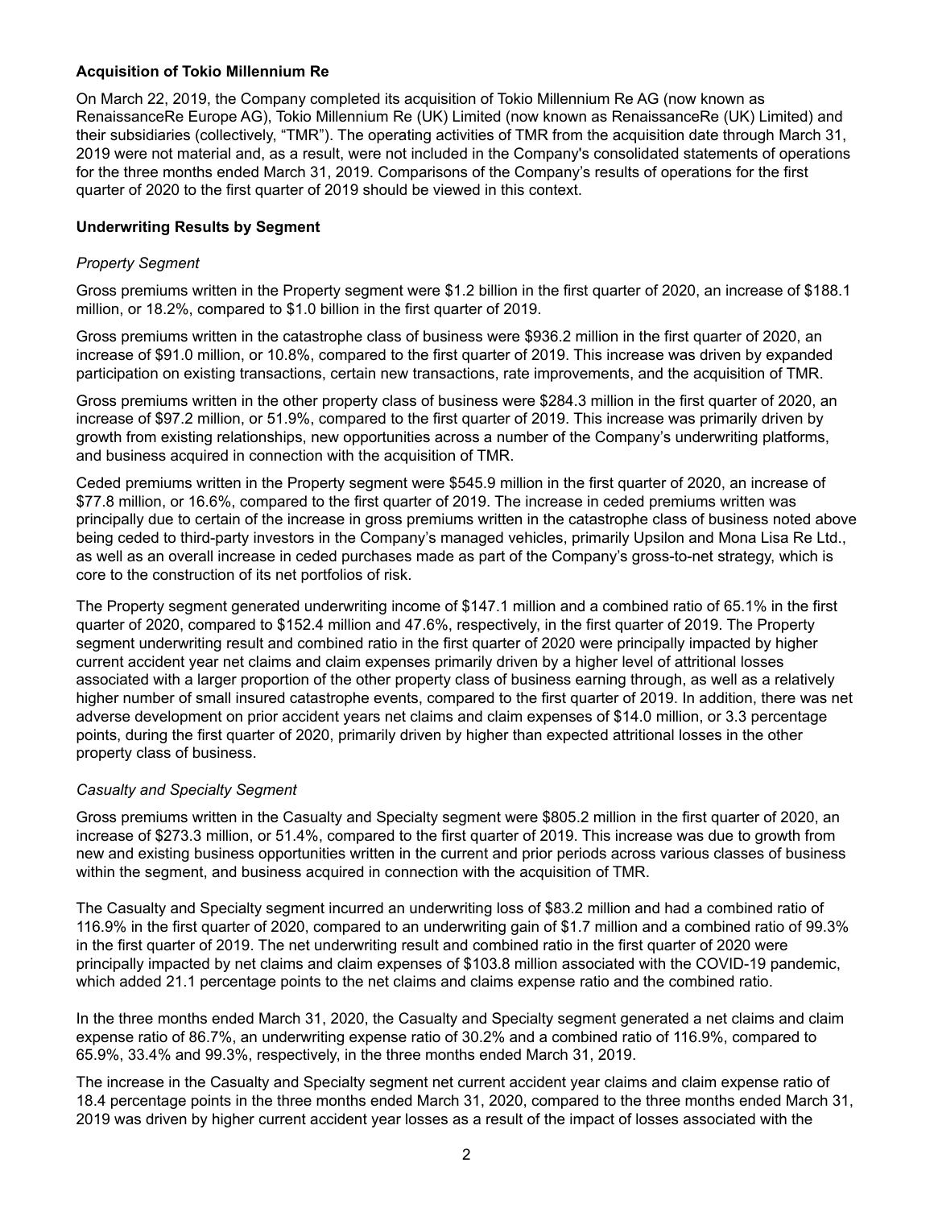**Acquisition of Tokio Millennium Re**

On March 22, 2019, the Company completed its acquisition of Tokio Millennium Re AG (now known as RenaissanceRe Europe AG), Tokio Millennium Re (UK) Limited (now known as RenaissanceRe (UK) Limited) and their subsidiaries (collectively, "TMR"). The operating activities of TMR from the acquisition date through March 31, 2019 were not material and, as a result, were not included in the Company's consolidated statements of operations for the three months ended March 31, 2019. Comparisons of the Company's results of operations for the first quarter of 2020 to the first quarter of 2019 should be viewed in this context.

**Underwriting Results by Segment**

*Property Segment*

Gross premiums written in the Property segment were $1.2 billion in the first quarter of 2020, an increase of $188.1 million, or 18.2%, compared to $1.0 billion in the first quarter of 2019.

Gross premiums written in the catastrophe class of business were $936.2 million in the first quarter of 2020, an increase of $91.0 million, or 10.8%, compared to the first quarter of 2019. This increase was driven by expanded participation on existing transactions, certain new transactions, rate improvements, and the acquisition of TMR.

Gross premiums written in the other property class of business were $284.3 million in the first quarter of 2020, an increase of $97.2 million, or 51.9%, compared to the first quarter of 2019. This increase was primarily driven by growth from existing relationships, new opportunities across a number of the Company's underwriting platforms, and business acquired in connection with the acquisition of TMR.

Ceded premiums written in the Property segment were $545.9 million in the first quarter of 2020, an increase of $77.8 million, or 16.6%, compared to the first quarter of 2019. The increase in ceded premiums written was principally due to certain of the increase in gross premiums written in the catastrophe class of business noted above being ceded to third-party investors in the Company's managed vehicles, primarily Upsilon and Mona Lisa Re Ltd., as well as an overall increase in ceded purchases made as part of the Company's gross-to-net strategy, which is core to the construction of its net portfolios of risk.

The Property segment generated underwriting income of $147.1 million and a combined ratio of 65.1% in the first quarter of 2020, compared to $152.4 million and 47.6%, respectively, in the first quarter of 2019. The Property segment underwriting result and combined ratio in the first quarter of 2020 were principally impacted by higher current accident year net claims and claim expenses primarily driven by a higher level of attritional losses associated with a larger proportion of the other property class of business earning through, as well as a relatively higher number of small insured catastrophe events, compared to the first quarter of 2019. In addition, there was net adverse development on prior accident years net claims and claim expenses of $14.0 million, or 3.3 percentage points, during the first quarter of 2020, primarily driven by higher than expected attritional losses in the other property class of business.

*Casualty and Specialty Segment*

Gross premiums written in the Casualty and Specialty segment were $805.2 million in the first quarter of 2020, an increase of $273.3 million, or 51.4%, compared to the first quarter of 2019. This increase was due to growth from new and existing business opportunities written in the current and prior periods across various classes of business within the segment, and business acquired in connection with the acquisition of TMR.

The Casualty and Specialty segment incurred an underwriting loss of $83.2 million and had a combined ratio of 116.9% in the first quarter of 2020, compared to an underwriting gain of $1.7 million and a combined ratio of 99.3% in the first quarter of 2019. The net underwriting result and combined ratio in the first quarter of 2020 were principally impacted by net claims and claim expenses of $103.8 million associated with the COVID-19 pandemic, which added 21.1 percentage points to the net claims and claims expense ratio and the combined ratio.

In the three months ended March 31, 2020, the Casualty and Specialty segment generated a net claims and claim expense ratio of 86.7%, an underwriting expense ratio of 30.2% and a combined ratio of 116.9%, compared to 65.9%, 33.4% and 99.3%, respectively, in the three months ended March 31, 2019.

The increase in the Casualty and Specialty segment net current accident year claims and claim expense ratio of 18.4 percentage points in the three months ended March 31, 2020, compared to the three months ended March 31, 2019 was driven by higher current accident year losses as a result of the impact of losses associated with the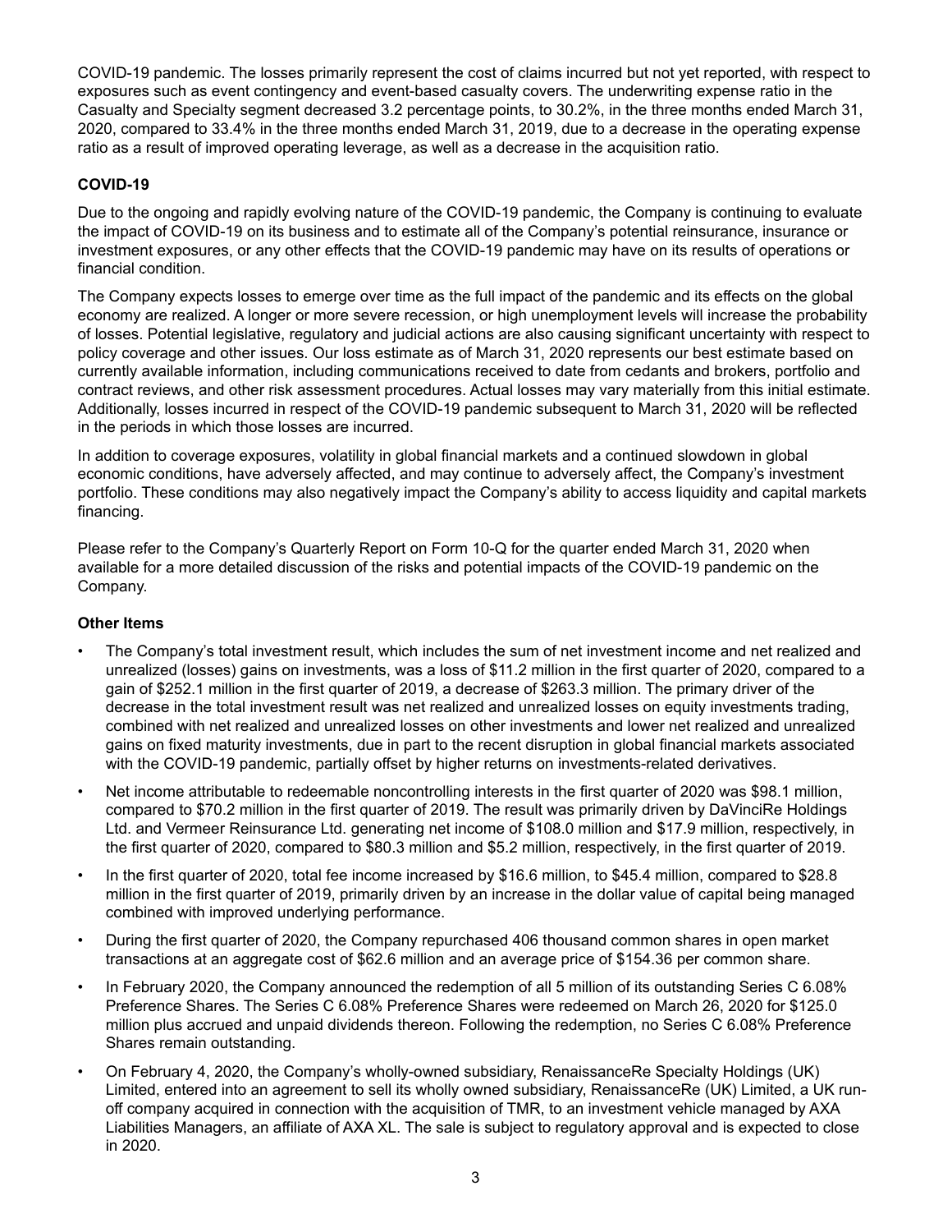COVID-19 pandemic. The losses primarily represent the cost of claims incurred but not yet reported, with respect to exposures such as event contingency and event-based casualty covers. The underwriting expense ratio in the Casualty and Specialty segment decreased 3.2 percentage points, to 30.2%, in the three months ended March 31, 2020, compared to 33.4% in the three months ended March 31, 2019, due to a decrease in the operating expense ratio as a result of improved operating leverage, as well as a decrease in the acquisition ratio.

**COVID-19**

Due to the ongoing and rapidly evolving nature of the COVID-19 pandemic, the Company is continuing to evaluate the impact of COVID-19 on its business and to estimate all of the Company's potential reinsurance, insurance or investment exposures, or any other effects that the COVID-19 pandemic may have on its results of operations or financial condition.

The Company expects losses to emerge over time as the full impact of the pandemic and its effects on the global economy are realized. A longer or more severe recession, or high unemployment levels will increase the probability of losses. Potential legislative, regulatory and judicial actions are also causing significant uncertainty with respect to policy coverage and other issues. Our loss estimate as of March 31, 2020 represents our best estimate based on currently available information, including communications received to date from cedants and brokers, portfolio and contract reviews, and other risk assessment procedures. Actual losses may vary materially from this initial estimate. Additionally, losses incurred in respect of the COVID-19 pandemic subsequent to March 31, 2020 will be reflected in the periods in which those losses are incurred.

In addition to coverage exposures, volatility in global financial markets and a continued slowdown in global economic conditions, have adversely affected, and may continue to adversely affect, the Company's investment portfolio. These conditions may also negatively impact the Company's ability to access liquidity and capital markets financing.

Please refer to the Company's Quarterly Report on Form 10-Q for the quarter ended March 31, 2020 when available for a more detailed discussion of the risks and potential impacts of the COVID-19 pandemic on the Company.

**Other Items**

- The Company's total investment result, which includes the sum of net investment income and net realized and unrealized (losses) gains on investments, was a loss of $11.2 million in the first quarter of 2020, compared to a gain of $252.1 million in the first quarter of 2019, a decrease of $263.3 million. The primary driver of the decrease in the total investment result was net realized and unrealized losses on equity investments trading, combined with net realized and unrealized losses on other investments and lower net realized and unrealized gains on fixed maturity investments, due in part to the recent disruption in global financial markets associated with the COVID-19 pandemic, partially offset by higher returns on investments-related derivatives.
- Net income attributable to redeemable noncontrolling interests in the first quarter of 2020 was $98.1 million, compared to $70.2 million in the first quarter of 2019. The result was primarily driven by DaVinciRe Holdings Ltd. and Vermeer Reinsurance Ltd. generating net income of $108.0 million and $17.9 million, respectively, in the first quarter of 2020, compared to $80.3 million and $5.2 million, respectively, in the first quarter of 2019.
- In the first quarter of 2020, total fee income increased by $16.6 million, to $45.4 million, compared to $28.8 million in the first quarter of 2019, primarily driven by an increase in the dollar value of capital being managed combined with improved underlying performance.
- During the first quarter of 2020, the Company repurchased 406 thousand common shares in open market transactions at an aggregate cost of $62.6 million and an average price of $154.36 per common share.
- In February 2020, the Company announced the redemption of all 5 million of its outstanding Series C 6.08% Preference Shares. The Series C 6.08% Preference Shares were redeemed on March 26, 2020 for $125.0 million plus accrued and unpaid dividends thereon. Following the redemption, no Series C 6.08% Preference Shares remain outstanding.
- On February 4, 2020, the Company's wholly-owned subsidiary, RenaissanceRe Specialty Holdings (UK) Limited, entered into an agreement to sell its wholly owned subsidiary, RenaissanceRe (UK) Limited, a UK run-off company acquired in connection with the acquisition of TMR, to an investment vehicle managed by AXA Liabilities Managers, an affiliate of AXA XL. The sale is subject to regulatory approval and is expected to close in 2020.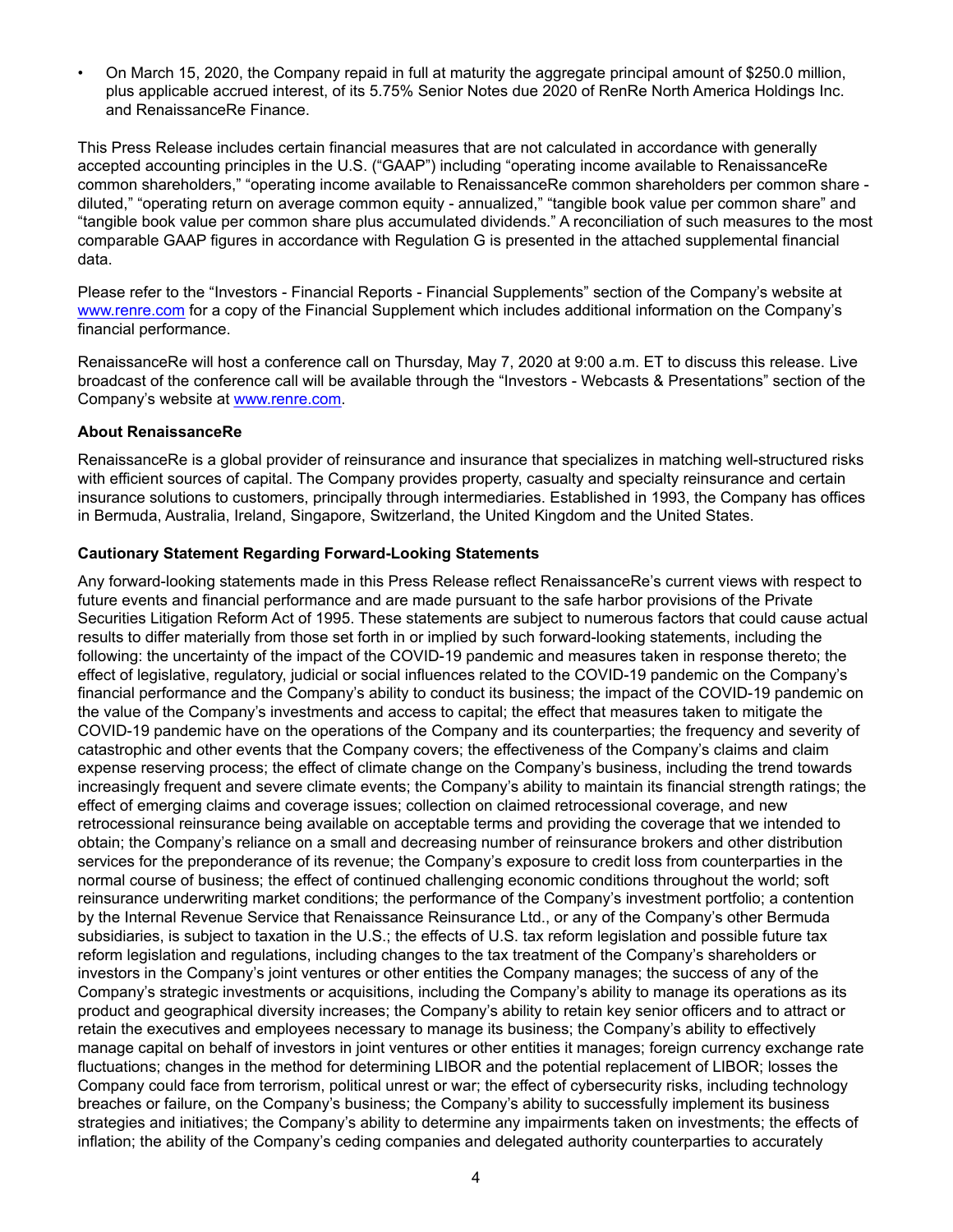- On March 15, 2020, the Company repaid in full at maturity the aggregate principal amount of $250.0 million, plus applicable accrued interest, of its 5.75% Senior Notes due 2020 of RenRe North America Holdings Inc. and RenaissanceRe Finance.

This Press Release includes certain financial measures that are not calculated in accordance with generally accepted accounting principles in the U.S. ("GAAP") including "operating income available to RenaissanceRe common shareholders," "operating income available to RenaissanceRe common shareholders per common share - diluted," "operating return on average common equity - annualized," "tangible book value per common share" and "tangible book value per common share plus accumulated dividends." A reconciliation of such measures to the most comparable GAAP figures in accordance with Regulation G is presented in the attached supplemental financial data.

Please refer to the "Investors - Financial Reports - Financial Supplements" section of the Company's website at www.renre.com for a copy of the Financial Supplement which includes additional information on the Company's financial performance.

RenaissanceRe will host a conference call on Thursday, May 7, 2020 at 9:00 a.m. ET to discuss this release. Live broadcast of the conference call will be available through the "Investors - Webcasts & Presentations" section of the Company's website at www.renre.com.

**About RenaissanceRe**

RenaissanceRe is a global provider of reinsurance and insurance that specializes in matching well-structured risks with efficient sources of capital. The Company provides property, casualty and specialty reinsurance and certain insurance solutions to customers, principally through intermediaries. Established in 1993, the Company has offices in Bermuda, Australia, Ireland, Singapore, Switzerland, the United Kingdom and the United States.

**Cautionary Statement Regarding Forward-Looking Statements**

Any forward-looking statements made in this Press Release reflect RenaissanceRe's current views with respect to future events and financial performance and are made pursuant to the safe harbor provisions of the Private Securities Litigation Reform Act of 1995. These statements are subject to numerous factors that could cause actual results to differ materially from those set forth in or implied by such forward-looking statements, including the following: the uncertainty of the impact of the COVID-19 pandemic and measures taken in response thereto; the effect of legislative, regulatory, judicial or social influences related to the COVID-19 pandemic on the Company's financial performance and the Company's ability to conduct its business; the impact of the COVID-19 pandemic on the value of the Company's investments and access to capital; the effect that measures taken to mitigate the COVID-19 pandemic have on the operations of the Company and its counterparties; the frequency and severity of catastrophic and other events that the Company covers; the effectiveness of the Company's claims and claim expense reserving process; the effect of climate change on the Company's business, including the trend towards increasingly frequent and severe climate events; the Company's ability to maintain its financial strength ratings; the effect of emerging claims and coverage issues; collection on claimed retrocessional coverage, and new retrocessional reinsurance being available on acceptable terms and providing the coverage that we intended to obtain; the Company's reliance on a small and decreasing number of reinsurance brokers and other distribution services for the preponderance of its revenue; the Company's exposure to credit loss from counterparties in the normal course of business; the effect of continued challenging economic conditions throughout the world; soft reinsurance underwriting market conditions; the performance of the Company's investment portfolio; a contention by the Internal Revenue Service that Renaissance Reinsurance Ltd., or any of the Company's other Bermuda subsidiaries, is subject to taxation in the U.S.; the effects of U.S. tax reform legislation and possible future tax reform legislation and regulations, including changes to the tax treatment of the Company's shareholders or investors in the Company's joint ventures or other entities the Company manages; the success of any of the Company's strategic investments or acquisitions, including the Company's ability to manage its operations as its product and geographical diversity increases; the Company's ability to retain key senior officers and to attract or retain the executives and employees necessary to manage its business; the Company's ability to effectively manage capital on behalf of investors in joint ventures or other entities it manages; foreign currency exchange rate fluctuations; changes in the method for determining LIBOR and the potential replacement of LIBOR; losses the Company could face from terrorism, political unrest or war; the effect of cybersecurity risks, including technology breaches or failure, on the Company's business; the Company's ability to successfully implement its business strategies and initiatives; the Company's ability to determine any impairments taken on investments; the effects of inflation; the ability of the Company's ceding companies and delegated authority counterparties to accurately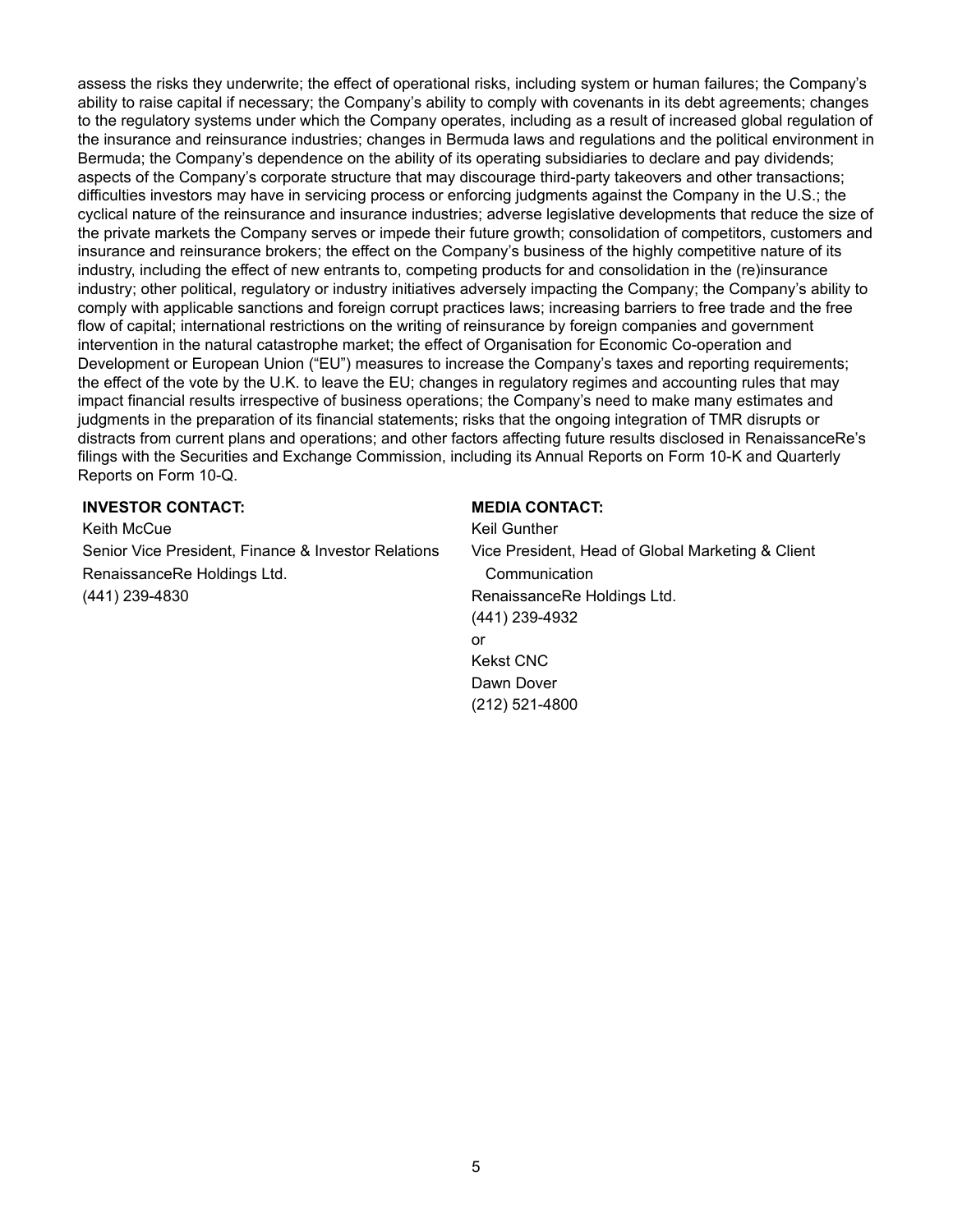assess the risks they underwrite; the effect of operational risks, including system or human failures; the Company's ability to raise capital if necessary; the Company's ability to comply with covenants in its debt agreements; changes to the regulatory systems under which the Company operates, including as a result of increased global regulation of the insurance and reinsurance industries; changes in Bermuda laws and regulations and the political environment in Bermuda; the Company's dependence on the ability of its operating subsidiaries to declare and pay dividends; aspects of the Company's corporate structure that may discourage third-party takeovers and other transactions; difficulties investors may have in servicing process or enforcing judgments against the Company in the U.S.; the cyclical nature of the reinsurance and insurance industries; adverse legislative developments that reduce the size of the private markets the Company serves or impede their future growth; consolidation of competitors, customers and insurance and reinsurance brokers; the effect on the Company's business of the highly competitive nature of its industry, including the effect of new entrants to, competing products for and consolidation in the (re)insurance industry; other political, regulatory or industry initiatives adversely impacting the Company; the Company's ability to comply with applicable sanctions and foreign corrupt practices laws; increasing barriers to free trade and the free flow of capital; international restrictions on the writing of reinsurance by foreign companies and government intervention in the natural catastrophe market; the effect of Organisation for Economic Co-operation and Development or European Union ("EU") measures to increase the Company's taxes and reporting requirements; the effect of the vote by the U.K. to leave the EU; changes in regulatory regimes and accounting rules that may impact financial results irrespective of business operations; the Company's need to make many estimates and judgments in the preparation of its financial statements; risks that the ongoing integration of TMR disrupts or distracts from current plans and operations; and other factors affecting future results disclosed in RenaissanceRe's filings with the Securities and Exchange Commission, including its Annual Reports on Form 10-K and Quarterly Reports on Form 10-Q.

**INVESTOR CONTACT:**
Keith McCue
Senior Vice President, Finance & Investor Relations
RenaissanceRe Holdings Ltd.
(441) 239-4830

**MEDIA CONTACT:**
Keil Gunther
Vice President, Head of Global Marketing & Client Communication
RenaissanceRe Holdings Ltd.
(441) 239-4932
or
Kekst CNC
Dawn Dover
(212) 521-4800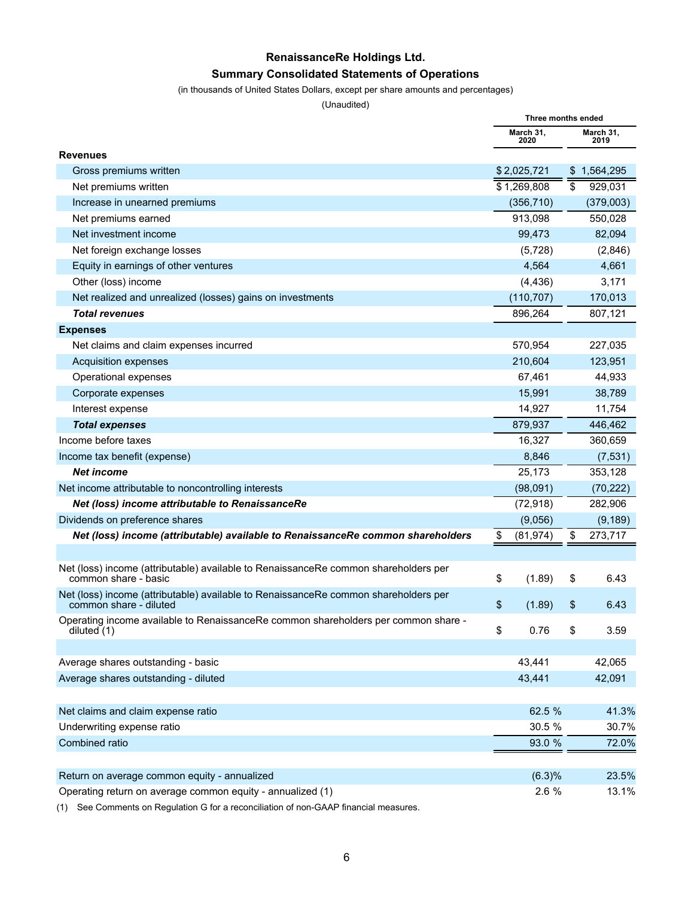# RenaissanceRe Holdings Ltd.

## Summary Consolidated Statements of Operations

(in thousands of United States Dollars, except per share amounts and percentages)

(Unaudited)

| | Three months ended | |
|---|---|---|
| | March 31, 2020 | March 31, 2019 |
| **Revenues** | | |
| Gross premiums written | $ 2,025,721 | $ 1,564,295 |
| Net premiums written | $ 1,269,808 | $ 929,031 |
| Increase in unearned premiums | (356,710) | (379,003) |
| Net premiums earned | 913,098 | 550,028 |
| Net investment income | 99,473 | 82,094 |
| Net foreign exchange losses | (5,728) | (2,846) |
| Equity in earnings of other ventures | 4,564 | 4,661 |
| Other (loss) income | (4,436) | 3,171 |
| Net realized and unrealized (losses) gains on investments | (110,707) | 170,013 |
| ***Total revenues*** | 896,264 | 807,121 |
| **Expenses** | | |
| Net claims and claim expenses incurred | 570,954 | 227,035 |
| Acquisition expenses | 210,604 | 123,951 |
| Operational expenses | 67,461 | 44,933 |
| Corporate expenses | 15,991 | 38,789 |
| Interest expense | 14,927 | 11,754 |
| ***Total expenses*** | 879,937 | 446,462 |
| Income before taxes | 16,327 | 360,659 |
| Income tax benefit (expense) | 8,846 | (7,531) |
| ***Net income*** | 25,173 | 353,128 |
| Net income attributable to noncontrolling interests | (98,091) | (70,222) |
| ***Net (loss) income attributable to RenaissanceRe*** | (72,918) | 282,906 |
| Dividends on preference shares | (9,056) | (9,189) |
| ***Net (loss) income (attributable) available to RenaissanceRe common shareholders*** | $ (81,974) | $ 273,717 |
| | | |
| Net (loss) income (attributable) available to RenaissanceRe common shareholders per common share - basic | $ (1.89) | $ 6.43 |
| Net (loss) income (attributable) available to RenaissanceRe common shareholders per common share - diluted | $ (1.89) | $ 6.43 |
| Operating income available to RenaissanceRe common shareholders per common share - diluted (1) | $ 0.76 | $ 3.59 |
| | | |
| Average shares outstanding - basic | 43,441 | 42,065 |
| Average shares outstanding - diluted | 43,441 | 42,091 |
| | | |
| Net claims and claim expense ratio | 62.5 % | 41.3% |
| Underwriting expense ratio | 30.5 % | 30.7% |
| Combined ratio | 93.0 % | 72.0% |
| | | |
| Return on average common equity - annualized | (6.3)% | 23.5% |
| Operating return on average common equity - annualized (1) | 2.6 % | 13.1% |

(1) See Comments on Regulation G for a reconciliation of non-GAAP financial measures.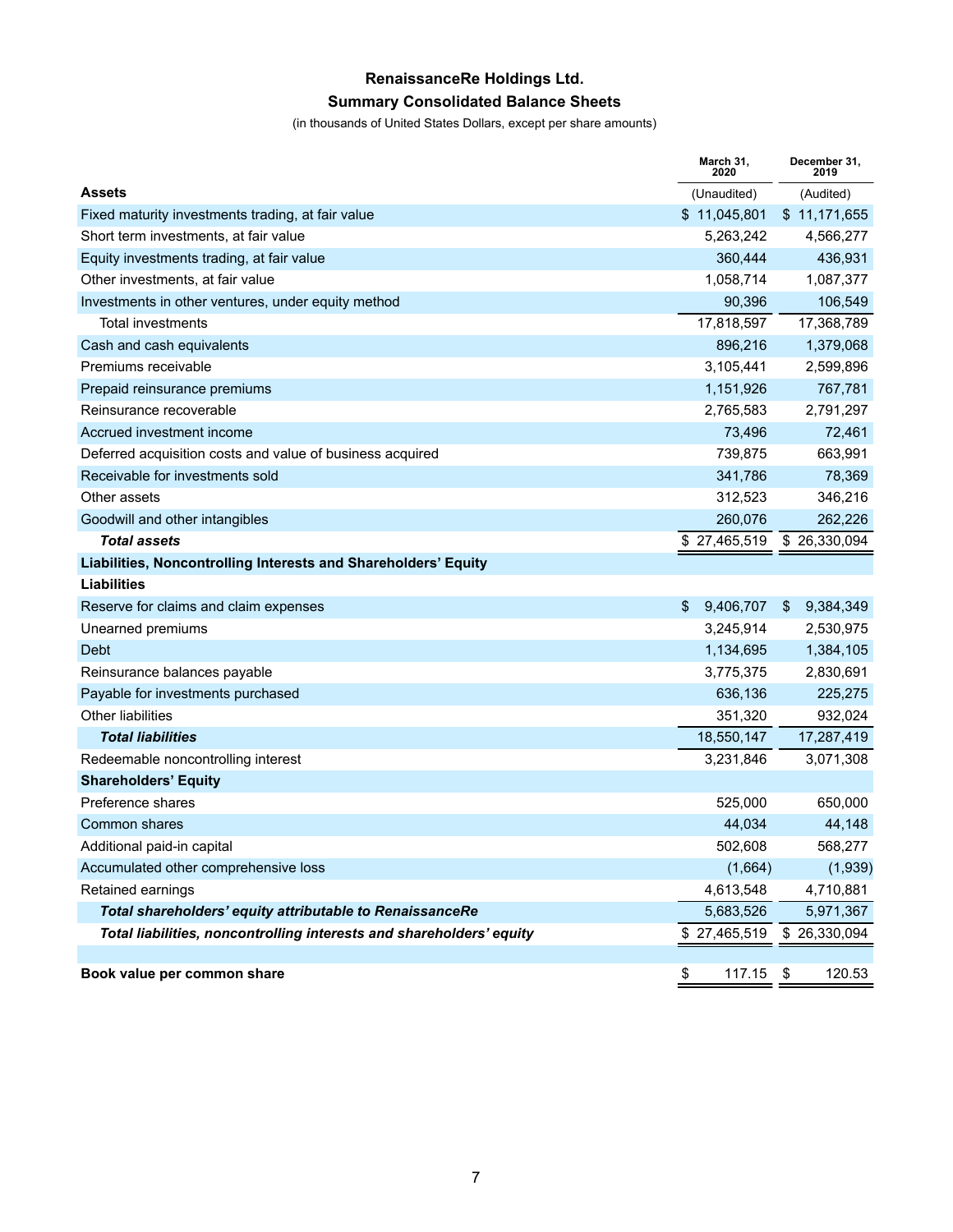**RenaissanceRe Holdings Ltd.**

**Summary Consolidated Balance Sheets**

(in thousands of United States Dollars, except per share amounts)

| | March 31, 2020 | December 31, 2019 |
|---|---|---|
| **Assets** | (Unaudited) | (Audited) |
| Fixed maturity investments trading, at fair value | $ 11,045,801 | $ 11,171,655 |
| Short term investments, at fair value | 5,263,242 | 4,566,277 |
| Equity investments trading, at fair value | 360,444 | 436,931 |
| Other investments, at fair value | 1,058,714 | 1,087,377 |
| Investments in other ventures, under equity method | 90,396 | 106,549 |
| Total investments | 17,818,597 | 17,368,789 |
| Cash and cash equivalents | 896,216 | 1,379,068 |
| Premiums receivable | 3,105,441 | 2,599,896 |
| Prepaid reinsurance premiums | 1,151,926 | 767,781 |
| Reinsurance recoverable | 2,765,583 | 2,791,297 |
| Accrued investment income | 73,496 | 72,461 |
| Deferred acquisition costs and value of business acquired | 739,875 | 663,991 |
| Receivable for investments sold | 341,786 | 78,369 |
| Other assets | 312,523 | 346,216 |
| Goodwill and other intangibles | 260,076 | 262,226 |
| ***Total assets*** | $ 27,465,519 | $ 26,330,094 |
| **Liabilities, Noncontrolling Interests and Shareholders' Equity** | | |
| **Liabilities** | | |
| Reserve for claims and claim expenses | $ 9,406,707 | $ 9,384,349 |
| Unearned premiums | 3,245,914 | 2,530,975 |
| Debt | 1,134,695 | 1,384,105 |
| Reinsurance balances payable | 3,775,375 | 2,830,691 |
| Payable for investments purchased | 636,136 | 225,275 |
| Other liabilities | 351,320 | 932,024 |
| ***Total liabilities*** | 18,550,147 | 17,287,419 |
| Redeemable noncontrolling interest | 3,231,846 | 3,071,308 |
| **Shareholders' Equity** | | |
| Preference shares | 525,000 | 650,000 |
| Common shares | 44,034 | 44,148 |
| Additional paid-in capital | 502,608 | 568,277 |
| Accumulated other comprehensive loss | (1,664) | (1,939) |
| Retained earnings | 4,613,548 | 4,710,881 |
| ***Total shareholders' equity attributable to RenaissanceRe*** | 5,683,526 | 5,971,367 |
| ***Total liabilities, noncontrolling interests and shareholders' equity*** | $ 27,465,519 | $ 26,330,094 |
| | | |
| **Book value per common share** | $ 117.15 | $ 120.53 |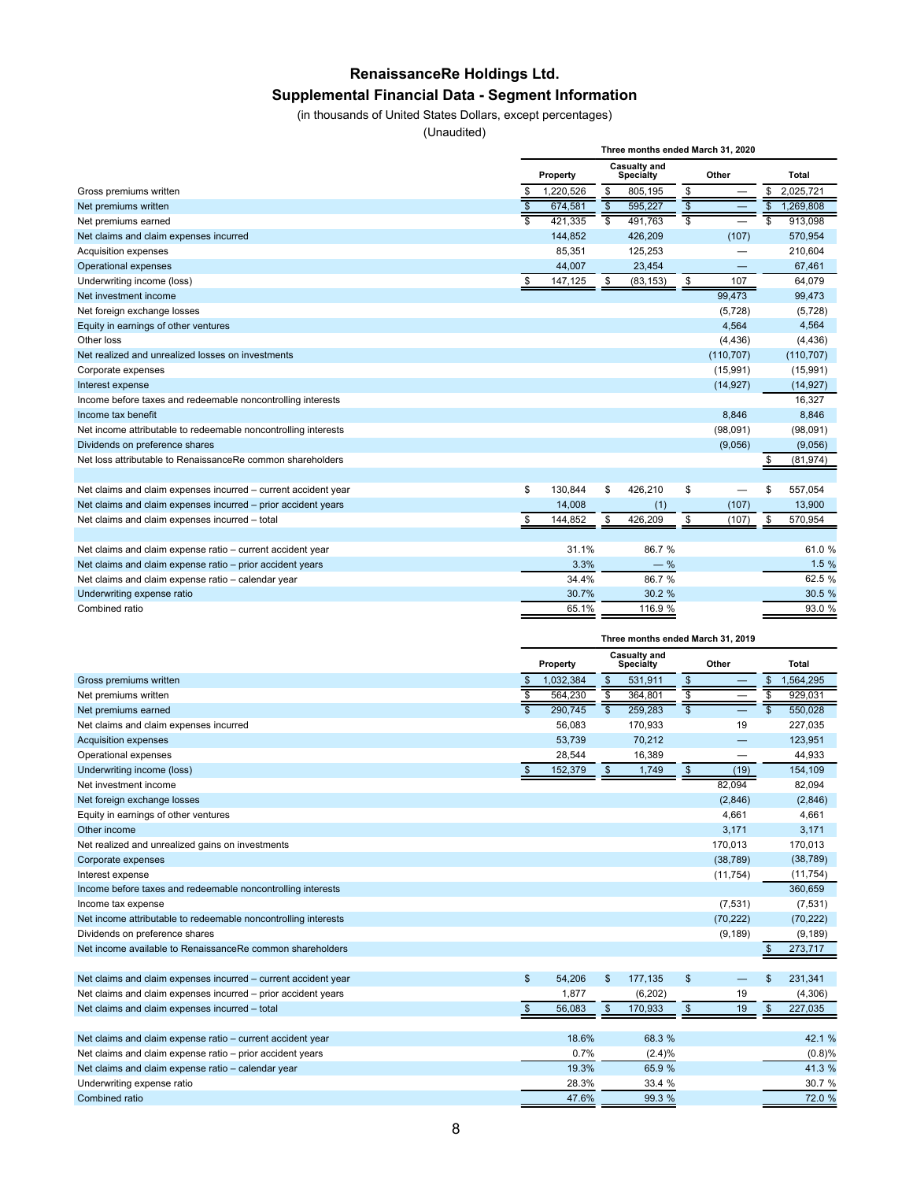# RenaissanceRe Holdings Ltd.

## Supplemental Financial Data - Segment Information

(in thousands of United States Dollars, except percentages)

(Unaudited)

| | Three months ended March 31, 2020 | | | |
|---|---|---|---|---|
| | Property | Casualty and Specialty | Other | Total |
| Gross premiums written | $ 1,220,526 | $ 805,195 | $ — | $ 2,025,721 |
| Net premiums written | $ 674,581 | $ 595,227 | $ — | $ 1,269,808 |
| Net premiums earned | $ 421,335 | $ 491,763 | $ — | $ 913,098 |
| Net claims and claim expenses incurred | 144,852 | 426,209 | (107) | 570,954 |
| Acquisition expenses | 85,351 | 125,253 | — | 210,604 |
| Operational expenses | 44,007 | 23,454 | — | 67,461 |
| Underwriting income (loss) | $ 147,125 | $ (83,153) | $ 107 | 64,079 |
| Net investment income | | | 99,473 | 99,473 |
| Net foreign exchange losses | | | (5,728) | (5,728) |
| Equity in earnings of other ventures | | | 4,564 | 4,564 |
| Other loss | | | (4,436) | (4,436) |
| Net realized and unrealized losses on investments | | | (110,707) | (110,707) |
| Corporate expenses | | | (15,991) | (15,991) |
| Interest expense | | | (14,927) | (14,927) |
| Income before taxes and redeemable noncontrolling interests | | | | 16,327 |
| Income tax benefit | | | 8,846 | 8,846 |
| Net income attributable to redeemable noncontrolling interests | | | (98,091) | (98,091) |
| Dividends on preference shares | | | (9,056) | (9,056) |
| Net loss attributable to RenaissanceRe common shareholders | | | | $ (81,974) |
| | | | | |
| Net claims and claim expenses incurred – current accident year | $ 130,844 | $ 426,210 | $ — | $ 557,054 |
| Net claims and claim expenses incurred – prior accident years | 14,008 | (1) | (107) | 13,900 |
| Net claims and claim expenses incurred – total | $ 144,852 | $ 426,209 | $ (107) | $ 570,954 |
| | | | | |
| Net claims and claim expense ratio – current accident year | 31.1% | 86.7 % | | 61.0 % |
| Net claims and claim expense ratio – prior accident years | 3.3% | — % | | 1.5 % |
| Net claims and claim expense ratio – calendar year | 34.4% | 86.7 % | | 62.5 % |
| Underwriting expense ratio | 30.7% | 30.2 % | | 30.5 % |
| Combined ratio | 65.1% | 116.9 % | | 93.0 % |

| | Three months ended March 31, 2019 | | | |
|---|---|---|---|---|
| | Property | Casualty and Specialty | Other | Total |
| Gross premiums written | $ 1,032,384 | $ 531,911 | $ — | $ 1,564,295 |
| Net premiums written | $ 564,230 | $ 364,801 | $ — | $ 929,031 |
| Net premiums earned | $ 290,745 | $ 259,283 | $ — | $ 550,028 |
| Net claims and claim expenses incurred | 56,083 | 170,933 | 19 | 227,035 |
| Acquisition expenses | 53,739 | 70,212 | — | 123,951 |
| Operational expenses | 28,544 | 16,389 | — | 44,933 |
| Underwriting income (loss) | $ 152,379 | $ 1,749 | $ (19) | 154,109 |
| Net investment income | | | 82,094 | 82,094 |
| Net foreign exchange losses | | | (2,846) | (2,846) |
| Equity in earnings of other ventures | | | 4,661 | 4,661 |
| Other income | | | 3,171 | 3,171 |
| Net realized and unrealized gains on investments | | | 170,013 | 170,013 |
| Corporate expenses | | | (38,789) | (38,789) |
| Interest expense | | | (11,754) | (11,754) |
| Income before taxes and redeemable noncontrolling interests | | | | 360,659 |
| Income tax expense | | | (7,531) | (7,531) |
| Net income attributable to redeemable noncontrolling interests | | | (70,222) | (70,222) |
| Dividends on preference shares | | | (9,189) | (9,189) |
| Net income available to RenaissanceRe common shareholders | | | | $ 273,717 |
| | | | | |
| Net claims and claim expenses incurred – current accident year | $ 54,206 | $ 177,135 | $ — | $ 231,341 |
| Net claims and claim expenses incurred – prior accident years | 1,877 | (6,202) | 19 | (4,306) |
| Net claims and claim expenses incurred – total | $ 56,083 | $ 170,933 | $ 19 | $ 227,035 |
| | | | | |
| Net claims and claim expense ratio – current accident year | 18.6% | 68.3 % | | 42.1 % |
| Net claims and claim expense ratio – prior accident years | 0.7% | (2.4)% | | (0.8)% |
| Net claims and claim expense ratio – calendar year | 19.3% | 65.9 % | | 41.3 % |
| Underwriting expense ratio | 28.3% | 33.4 % | | 30.7 % |
| Combined ratio | 47.6% | 99.3 % | | 72.0 % |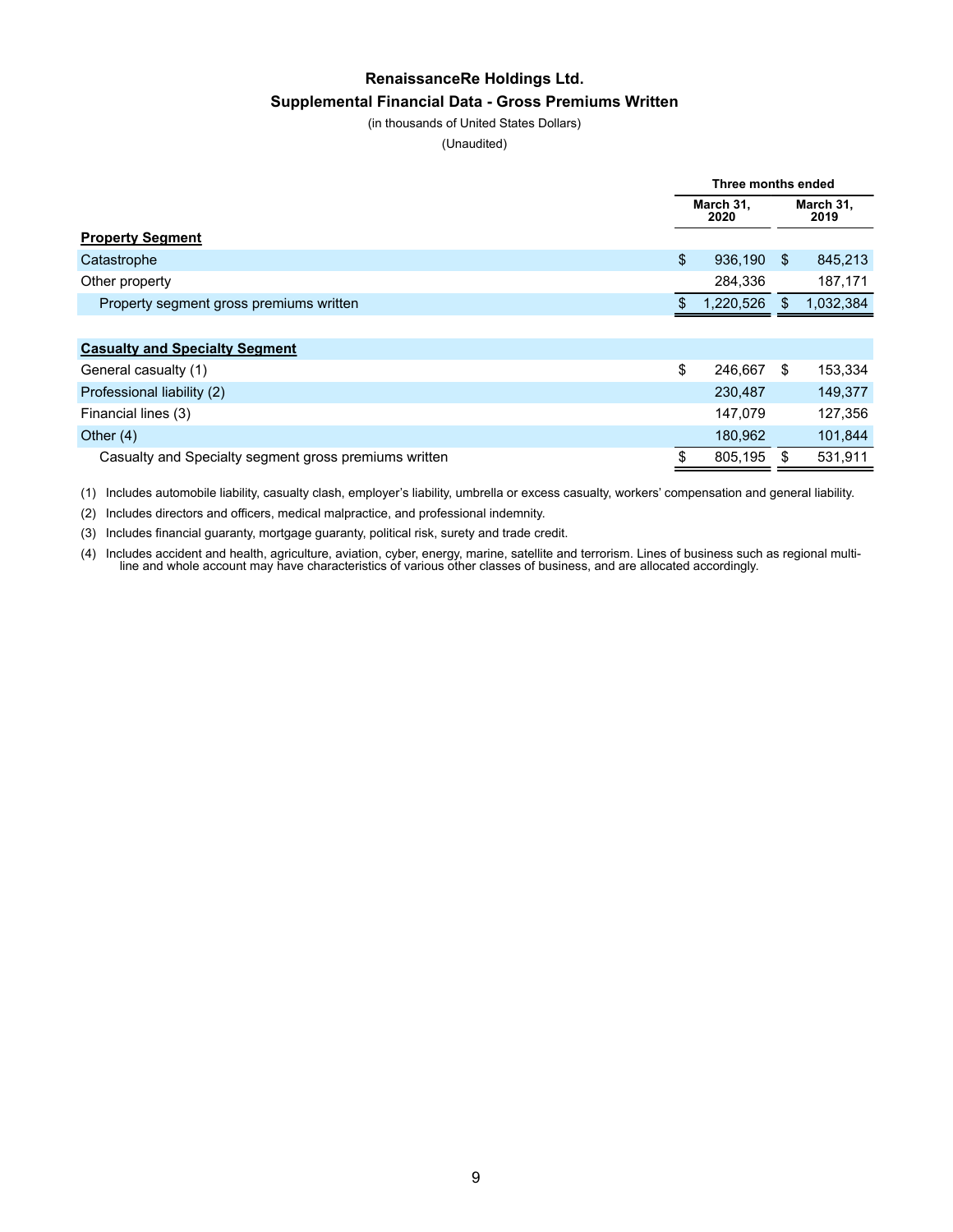# RenaissanceRe Holdings Ltd.

## Supplemental Financial Data - Gross Premiums Written

(in thousands of United States Dollars)

(Unaudited)

| | Three months ended | |
|---|---|---|
| | March 31, 2020 | March 31, 2019 |
| **Property Segment** | | |
| Catastrophe | $ 936,190 | $ 845,213 |
| Other property | 284,336 | 187,171 |
| Property segment gross premiums written | $ 1,220,526 | $ 1,032,384 |
| | | |
| **Casualty and Specialty Segment** | | |
| General casualty (1) | $ 246,667 | $ 153,334 |
| Professional liability (2) | 230,487 | 149,377 |
| Financial lines (3) | 147,079 | 127,356 |
| Other (4) | 180,962 | 101,844 |
| Casualty and Specialty segment gross premiums written | $ 805,195 | $ 531,911 |

(1) Includes automobile liability, casualty clash, employer's liability, umbrella or excess casualty, workers' compensation and general liability.

(2) Includes directors and officers, medical malpractice, and professional indemnity.

(3) Includes financial guaranty, mortgage guaranty, political risk, surety and trade credit.

(4) Includes accident and health, agriculture, aviation, cyber, energy, marine, satellite and terrorism. Lines of business such as regional multi-line and whole account may have characteristics of various other classes of business, and are allocated accordingly.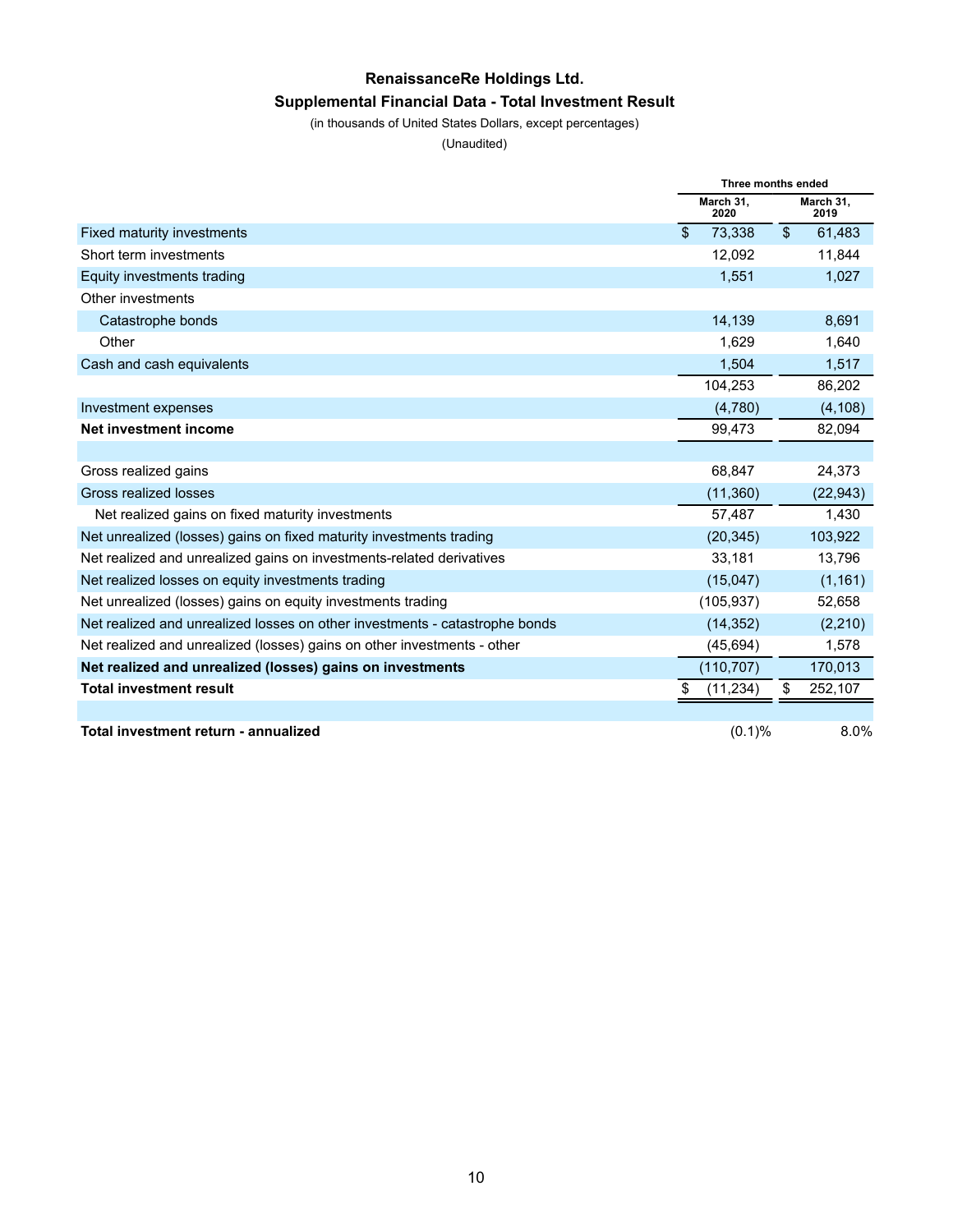# RenaissanceRe Holdings Ltd.

## Supplemental Financial Data - Total Investment Result

(in thousands of United States Dollars, except percentages)

(Unaudited)

| | Three months ended | |
|---|---|---|
| | March 31, 2020 | March 31, 2019 |
| Fixed maturity investments | $ 73,338 | $ 61,483 |
| Short term investments | 12,092 | 11,844 |
| Equity investments trading | 1,551 | 1,027 |
| Other investments | | |
| Catastrophe bonds | 14,139 | 8,691 |
| Other | 1,629 | 1,640 |
| Cash and cash equivalents | 1,504 | 1,517 |
| | 104,253 | 86,202 |
| Investment expenses | (4,780) | (4,108) |
| **Net investment income** | 99,473 | 82,094 |
| | | |
| Gross realized gains | 68,847 | 24,373 |
| Gross realized losses | (11,360) | (22,943) |
| Net realized gains on fixed maturity investments | 57,487 | 1,430 |
| Net unrealized (losses) gains on fixed maturity investments trading | (20,345) | 103,922 |
| Net realized and unrealized gains on investments-related derivatives | 33,181 | 13,796 |
| Net realized losses on equity investments trading | (15,047) | (1,161) |
| Net unrealized (losses) gains on equity investments trading | (105,937) | 52,658 |
| Net realized and unrealized losses on other investments - catastrophe bonds | (14,352) | (2,210) |
| Net realized and unrealized (losses) gains on other investments - other | (45,694) | 1,578 |
| **Net realized and unrealized (losses) gains on investments** | (110,707) | 170,013 |
| **Total investment result** | $ (11,234) | $ 252,107 |
| | | |
| **Total investment return - annualized** | (0.1)% | 8.0% |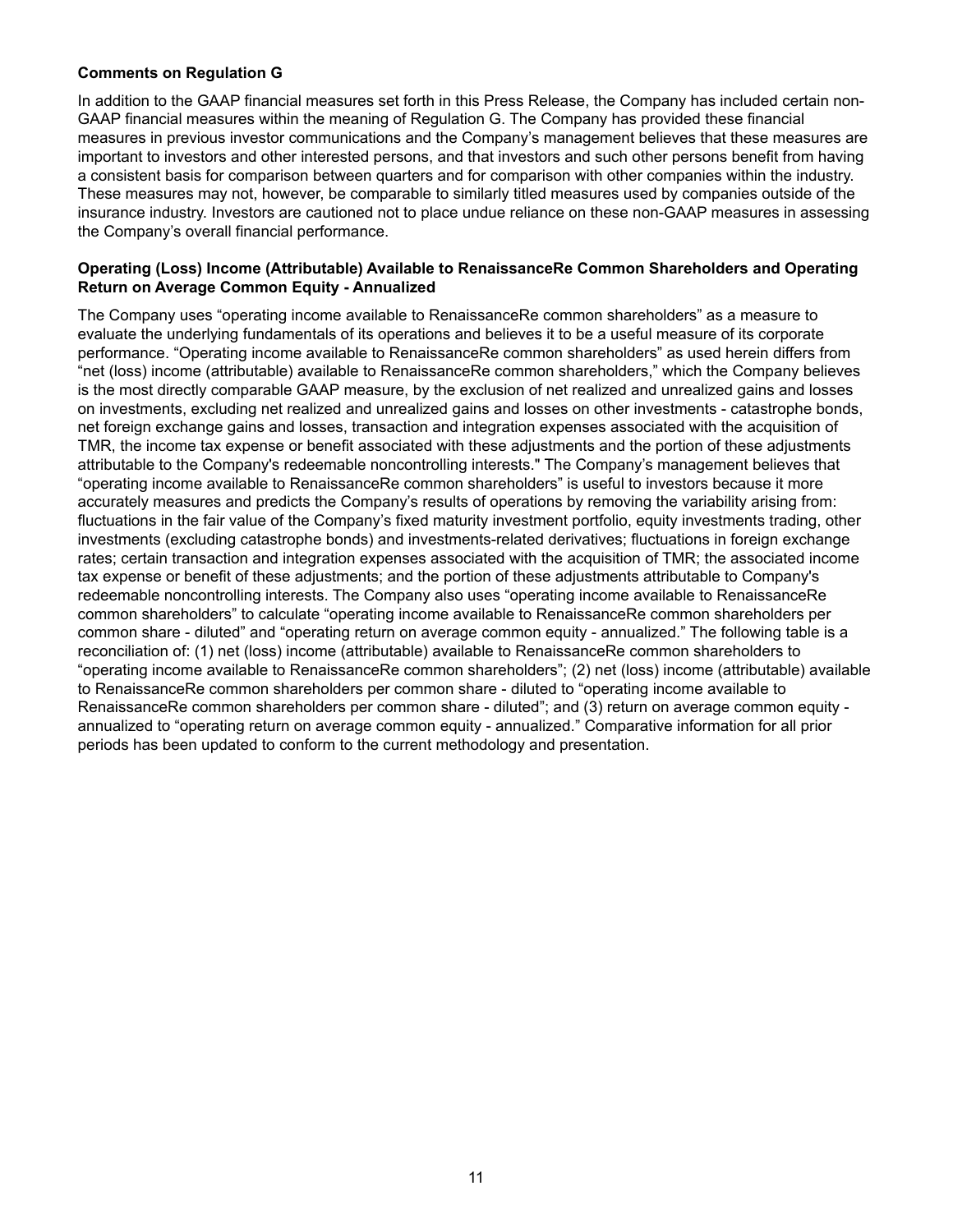**Comments on Regulation G**

In addition to the GAAP financial measures set forth in this Press Release, the Company has included certain non-GAAP financial measures within the meaning of Regulation G. The Company has provided these financial measures in previous investor communications and the Company's management believes that these measures are important to investors and other interested persons, and that investors and such other persons benefit from having a consistent basis for comparison between quarters and for comparison with other companies within the industry. These measures may not, however, be comparable to similarly titled measures used by companies outside of the insurance industry. Investors are cautioned not to place undue reliance on these non-GAAP measures in assessing the Company's overall financial performance.

**Operating (Loss) Income (Attributable) Available to RenaissanceRe Common Shareholders and Operating Return on Average Common Equity - Annualized**

The Company uses "operating income available to RenaissanceRe common shareholders" as a measure to evaluate the underlying fundamentals of its operations and believes it to be a useful measure of its corporate performance. "Operating income available to RenaissanceRe common shareholders" as used herein differs from "net (loss) income (attributable) available to RenaissanceRe common shareholders," which the Company believes is the most directly comparable GAAP measure, by the exclusion of net realized and unrealized gains and losses on investments, excluding net realized and unrealized gains and losses on other investments - catastrophe bonds, net foreign exchange gains and losses, transaction and integration expenses associated with the acquisition of TMR, the income tax expense or benefit associated with these adjustments and the portion of these adjustments attributable to the Company's redeemable noncontrolling interests." The Company's management believes that "operating income available to RenaissanceRe common shareholders" is useful to investors because it more accurately measures and predicts the Company's results of operations by removing the variability arising from: fluctuations in the fair value of the Company's fixed maturity investment portfolio, equity investments trading, other investments (excluding catastrophe bonds) and investments-related derivatives; fluctuations in foreign exchange rates; certain transaction and integration expenses associated with the acquisition of TMR; the associated income tax expense or benefit of these adjustments; and the portion of these adjustments attributable to Company's redeemable noncontrolling interests. The Company also uses "operating income available to RenaissanceRe common shareholders" to calculate "operating income available to RenaissanceRe common shareholders per common share - diluted" and "operating return on average common equity - annualized." The following table is a reconciliation of: (1) net (loss) income (attributable) available to RenaissanceRe common shareholders to "operating income available to RenaissanceRe common shareholders"; (2) net (loss) income (attributable) available to RenaissanceRe common shareholders per common share - diluted to "operating income available to RenaissanceRe common shareholders per common share - diluted"; and (3) return on average common equity - annualized to "operating return on average common equity - annualized." Comparative information for all prior periods has been updated to conform to the current methodology and presentation.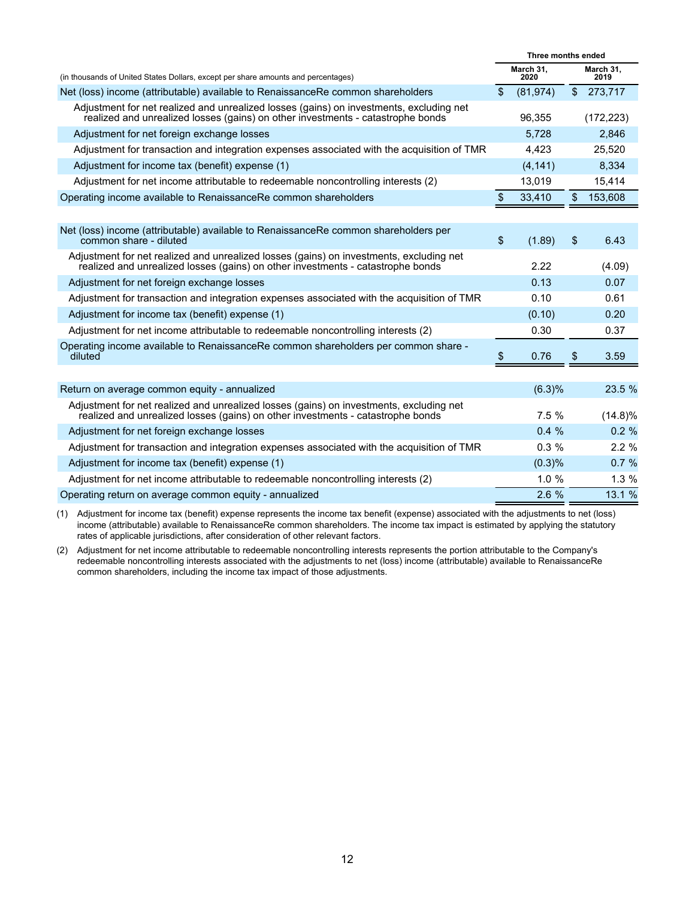| (in thousands of United States Dollars, except per share amounts and percentages) | Three months ended | |
|---|---|---|
| | March 31, 2020 | March 31, 2019 |
| Net (loss) income (attributable) available to RenaissanceRe common shareholders | $ (81,974) | $ 273,717 |
| Adjustment for net realized and unrealized losses (gains) on investments, excluding net realized and unrealized losses (gains) on other investments - catastrophe bonds | 96,355 | (172,223) |
| Adjustment for net foreign exchange losses | 5,728 | 2,846 |
| Adjustment for transaction and integration expenses associated with the acquisition of TMR | 4,423 | 25,520 |
| Adjustment for income tax (benefit) expense (1) | (4,141) | 8,334 |
| Adjustment for net income attributable to redeemable noncontrolling interests (2) | 13,019 | 15,414 |
| Operating income available to RenaissanceRe common shareholders | $ 33,410 | $ 153,608 |
| | | |
| Net (loss) income (attributable) available to RenaissanceRe common shareholders per common share - diluted | $ (1.89) | $ 6.43 |
| Adjustment for net realized and unrealized losses (gains) on investments, excluding net realized and unrealized losses (gains) on other investments - catastrophe bonds | 2.22 | (4.09) |
| Adjustment for net foreign exchange losses | 0.13 | 0.07 |
| Adjustment for transaction and integration expenses associated with the acquisition of TMR | 0.10 | 0.61 |
| Adjustment for income tax (benefit) expense (1) | (0.10) | 0.20 |
| Adjustment for net income attributable to redeemable noncontrolling interests (2) | 0.30 | 0.37 |
| Operating income available to RenaissanceRe common shareholders per common share - diluted | $ 0.76 | $ 3.59 |
| | | |
| Return on average common equity - annualized | (6.3)% | 23.5 % |
| Adjustment for net realized and unrealized losses (gains) on investments, excluding net realized and unrealized losses (gains) on other investments - catastrophe bonds | 7.5 % | (14.8)% |
| Adjustment for net foreign exchange losses | 0.4 % | 0.2 % |
| Adjustment for transaction and integration expenses associated with the acquisition of TMR | 0.3 % | 2.2 % |
| Adjustment for income tax (benefit) expense (1) | (0.3)% | 0.7 % |
| Adjustment for net income attributable to redeemable noncontrolling interests (2) | 1.0 % | 1.3 % |
| Operating return on average common equity - annualized | 2.6 % | 13.1 % |

(1) Adjustment for income tax (benefit) expense represents the income tax benefit (expense) associated with the adjustments to net (loss) income (attributable) available to RenaissanceRe common shareholders. The income tax impact is estimated by applying the statutory rates of applicable jurisdictions, after consideration of other relevant factors.

(2) Adjustment for net income attributable to redeemable noncontrolling interests represents the portion attributable to the Company's redeemable noncontrolling interests associated with the adjustments to net (loss) income (attributable) available to RenaissanceRe common shareholders, including the income tax impact of those adjustments.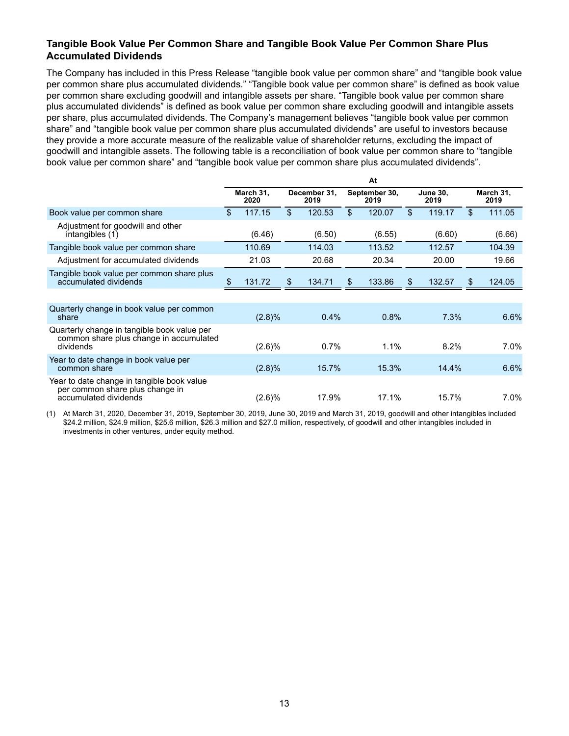## Tangible Book Value Per Common Share and Tangible Book Value Per Common Share Plus Accumulated Dividends

The Company has included in this Press Release "tangible book value per common share" and "tangible book value per common share plus accumulated dividends." "Tangible book value per common share" is defined as book value per common share excluding goodwill and intangible assets per share. "Tangible book value per common share plus accumulated dividends" is defined as book value per common share excluding goodwill and intangible assets per share, plus accumulated dividends. The Company's management believes "tangible book value per common share" and "tangible book value per common share plus accumulated dividends" are useful to investors because they provide a more accurate measure of the realizable value of shareholder returns, excluding the impact of goodwill and intangible assets. The following table is a reconciliation of book value per common share to "tangible book value per common share" and "tangible book value per common share plus accumulated dividends".

| | At | | | | |
|---|---|---|---|---|---|
| | March 31, 2020 | December 31, 2019 | September 30, 2019 | June 30, 2019 | March 31, 2019 |
| Book value per common share | $ 117.15 | $ 120.53 | $ 120.07 | $ 119.17 | $ 111.05 |
| Adjustment for goodwill and other intangibles (1) | (6.46) | (6.50) | (6.55) | (6.60) | (6.66) |
| Tangible book value per common share | 110.69 | 114.03 | 113.52 | 112.57 | 104.39 |
| Adjustment for accumulated dividends | 21.03 | 20.68 | 20.34 | 20.00 | 19.66 |
| Tangible book value per common share plus accumulated dividends | $ 131.72 | $ 134.71 | $ 133.86 | $ 132.57 | $ 124.05 |
| | | | | | |
| Quarterly change in book value per common share | (2.8)% | 0.4% | 0.8% | 7.3% | 6.6% |
| Quarterly change in tangible book value per common share plus change in accumulated dividends | (2.6)% | 0.7% | 1.1% | 8.2% | 7.0% |
| Year to date change in book value per common share | (2.8)% | 15.7% | 15.3% | 14.4% | 6.6% |
| Year to date change in tangible book value per common share plus change in accumulated dividends | (2.6)% | 17.9% | 17.1% | 15.7% | 7.0% |

(1) At March 31, 2020, December 31, 2019, September 30, 2019, June 30, 2019 and March 31, 2019, goodwill and other intangibles included $24.2 million, $24.9 million, $25.6 million, $26.3 million and $27.0 million, respectively, of goodwill and other intangibles included in investments in other ventures, under equity method.